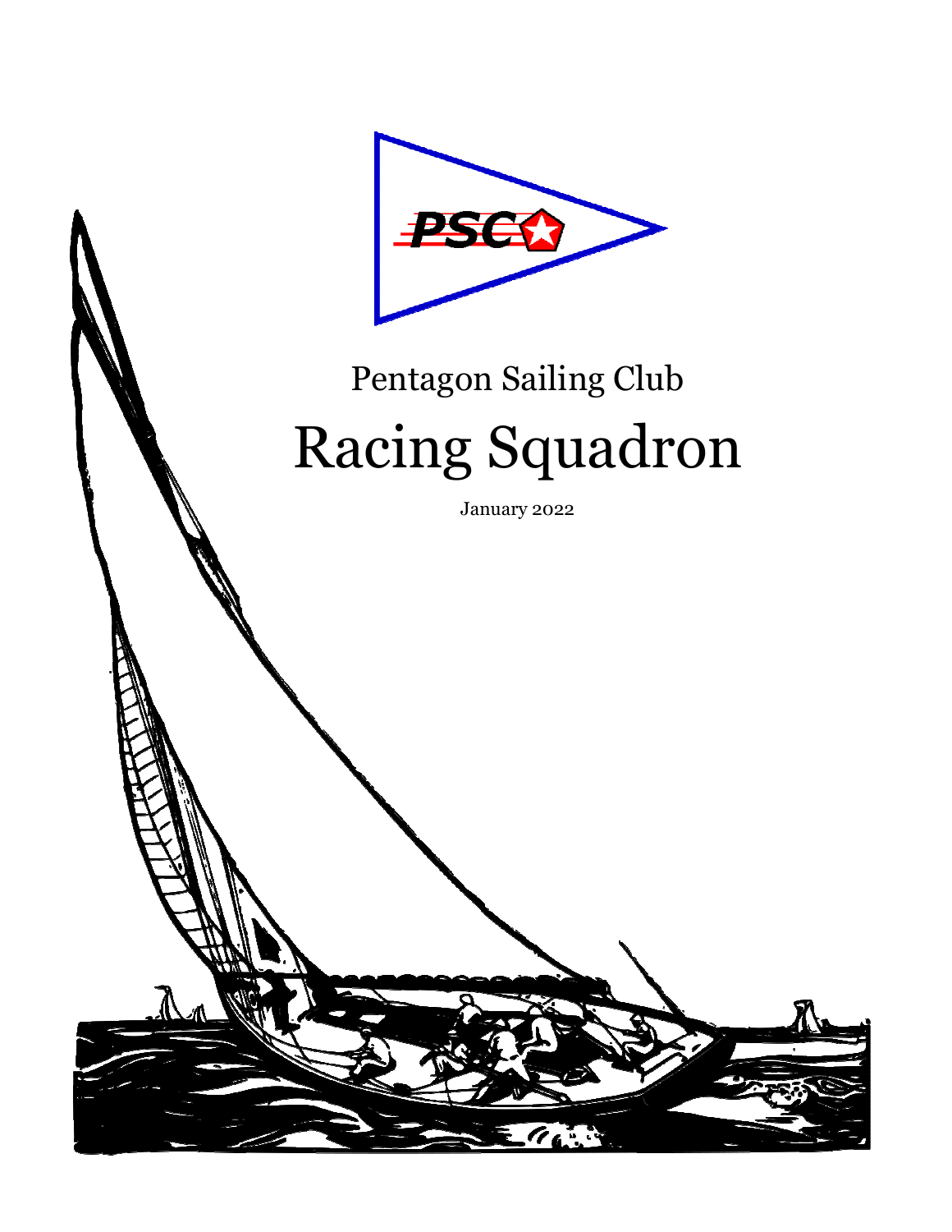Pentagon Sailing Club

# Racing Squadron

January 2022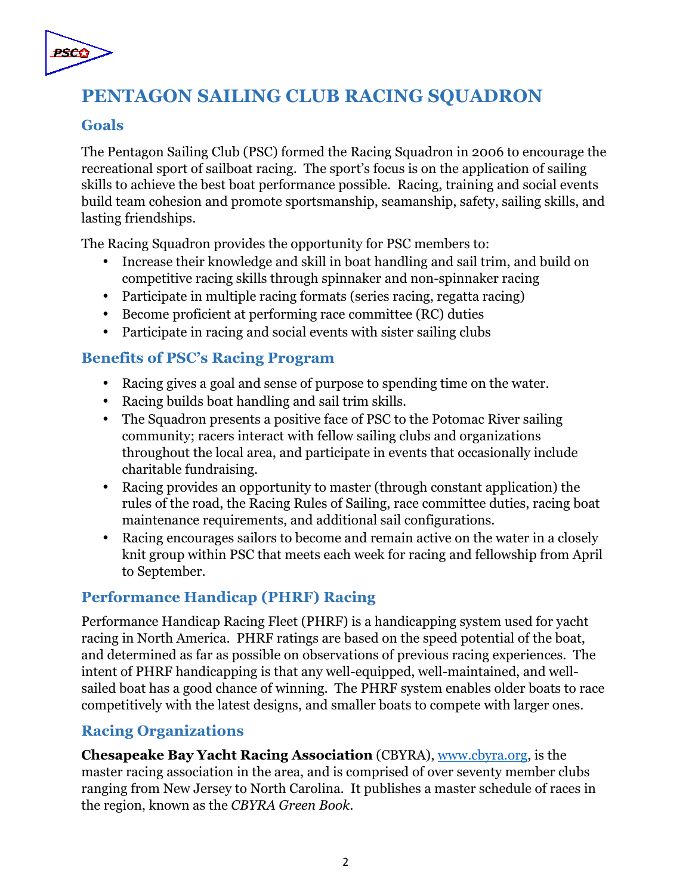# PENTAGON SAILING CLUB RACING SQUADRON

## Goals

The Pentagon Sailing Club (PSC) formed the Racing Squadron in 2006 to encourage the recreational sport of sailboat racing. The sport's focus is on the application of sailing skills to achieve the best boat performance possible. Racing, training and social events build team cohesion and promote sportsmanship, seamanship, safety, sailing skills, and lasting friendships.

The Racing Squadron provides the opportunity for PSC members to:

- Increase their knowledge and skill in boat handling and sail trim, and build on competitive racing skills through spinnaker and non-spinnaker racing
- Participate in multiple racing formats (series racing, regatta racing)
- Become proficient at performing race committee (RC) duties
- Participate in racing and social events with sister sailing clubs

## Benefits of PSC's Racing Program

- Racing gives a goal and sense of purpose to spending time on the water.
- Racing builds boat handling and sail trim skills.
- The Squadron presents a positive face of PSC to the Potomac River sailing community; racers interact with fellow sailing clubs and organizations throughout the local area, and participate in events that occasionally include charitable fundraising.
- Racing provides an opportunity to master (through constant application) the rules of the road, the Racing Rules of Sailing, race committee duties, racing boat maintenance requirements, and additional sail configurations.
- Racing encourages sailors to become and remain active on the water in a closely knit group within PSC that meets each week for racing and fellowship from April to September.

## Performance Handicap (PHRF) Racing

Performance Handicap Racing Fleet (PHRF) is a handicapping system used for yacht racing in North America. PHRF ratings are based on the speed potential of the boat, and determined as far as possible on observations of previous racing experiences. The intent of PHRF handicapping is that any well-equipped, well-maintained, and well-sailed boat has a good chance of winning. The PHRF system enables older boats to race competitively with the latest designs, and smaller boats to compete with larger ones.

## Racing Organizations

**Chesapeake Bay Yacht Racing Association** (CBYRA), www.cbyra.org, is the master racing association in the area, and is comprised of over seventy member clubs ranging from New Jersey to North Carolina. It publishes a master schedule of races in the region, known as the *CBYRA Green Book*.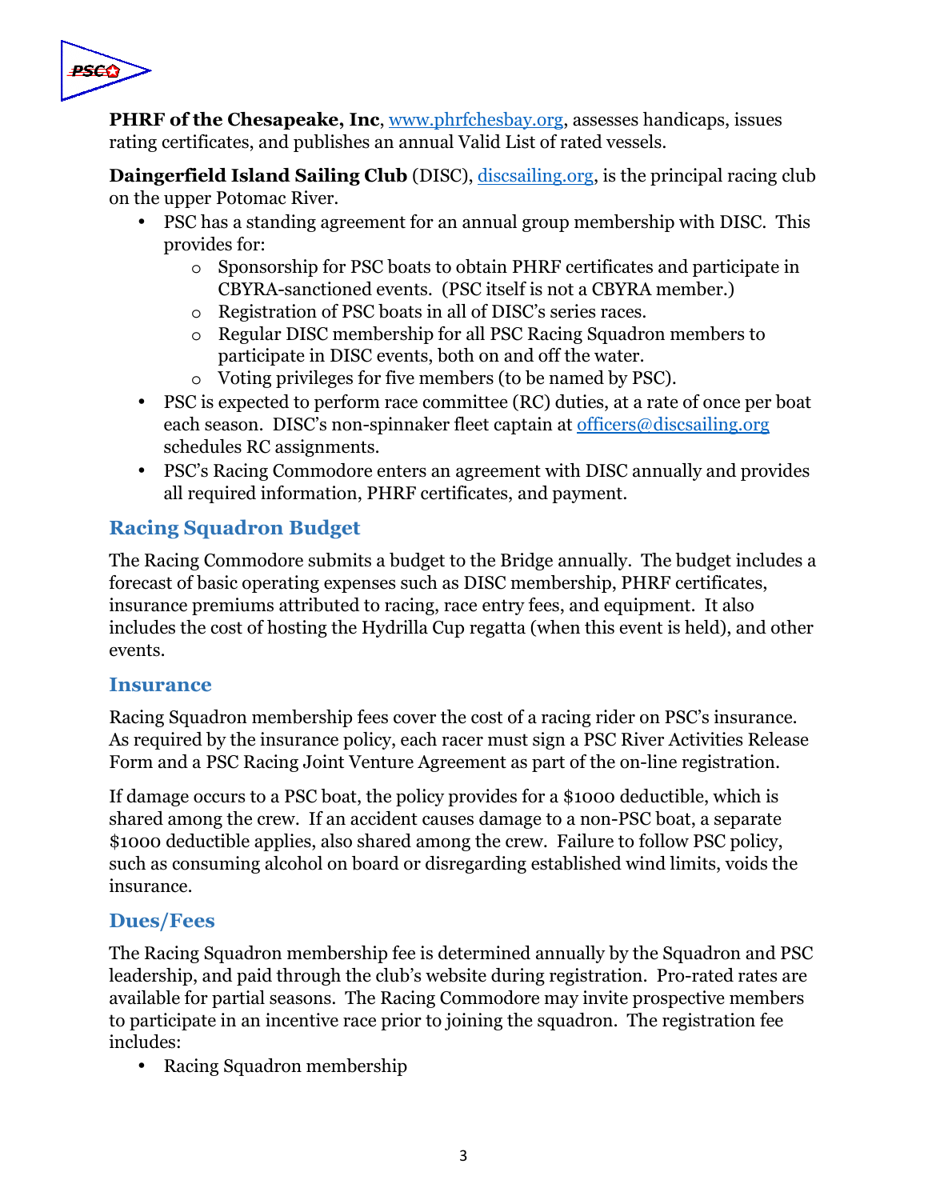**PHRF of the Chesapeake, Inc**, www.phrfchesbay.org, assesses handicaps, issues rating certificates, and publishes an annual Valid List of rated vessels.

**Daingerfield Island Sailing Club** (DISC), discsailing.org, is the principal racing club on the upper Potomac River.

- PSC has a standing agreement for an annual group membership with DISC. This provides for:
  - Sponsorship for PSC boats to obtain PHRF certificates and participate in CBYRA-sanctioned events. (PSC itself is not a CBYRA member.)
  - Registration of PSC boats in all of DISC's series races.
  - Regular DISC membership for all PSC Racing Squadron members to participate in DISC events, both on and off the water.
  - Voting privileges for five members (to be named by PSC).
- PSC is expected to perform race committee (RC) duties, at a rate of once per boat each season. DISC's non-spinnaker fleet captain at officers@discsailing.org schedules RC assignments.
- PSC's Racing Commodore enters an agreement with DISC annually and provides all required information, PHRF certificates, and payment.

## Racing Squadron Budget

The Racing Commodore submits a budget to the Bridge annually. The budget includes a forecast of basic operating expenses such as DISC membership, PHRF certificates, insurance premiums attributed to racing, race entry fees, and equipment. It also includes the cost of hosting the Hydrilla Cup regatta (when this event is held), and other events.

## Insurance

Racing Squadron membership fees cover the cost of a racing rider on PSC's insurance. As required by the insurance policy, each racer must sign a PSC River Activities Release Form and a PSC Racing Joint Venture Agreement as part of the on-line registration.

If damage occurs to a PSC boat, the policy provides for a $1000 deductible, which is shared among the crew. If an accident causes damage to a non-PSC boat, a separate $1000 deductible applies, also shared among the crew. Failure to follow PSC policy, such as consuming alcohol on board or disregarding established wind limits, voids the insurance.

## Dues/Fees

The Racing Squadron membership fee is determined annually by the Squadron and PSC leadership, and paid through the club's website during registration. Pro-rated rates are available for partial seasons. The Racing Commodore may invite prospective members to participate in an incentive race prior to joining the squadron. The registration fee includes:

- Racing Squadron membership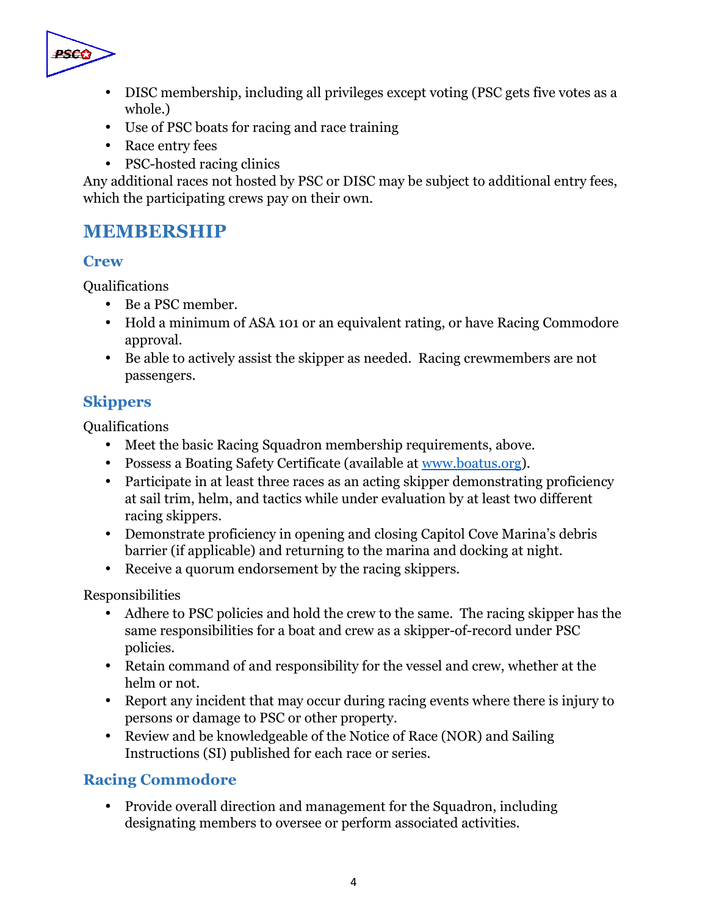- DISC membership, including all privileges except voting (PSC gets five votes as a whole.)
- Use of PSC boats for racing and race training
- Race entry fees
- PSC-hosted racing clinics

Any additional races not hosted by PSC or DISC may be subject to additional entry fees, which the participating crews pay on their own.

# MEMBERSHIP

## Crew

Qualifications

- Be a PSC member.
- Hold a minimum of ASA 101 or an equivalent rating, or have Racing Commodore approval.
- Be able to actively assist the skipper as needed. Racing crewmembers are not passengers.

## Skippers

Qualifications

- Meet the basic Racing Squadron membership requirements, above.
- Possess a Boating Safety Certificate (available at [www.boatus.org](http://www.boatus.org)).
- Participate in at least three races as an acting skipper demonstrating proficiency at sail trim, helm, and tactics while under evaluation by at least two different racing skippers.
- Demonstrate proficiency in opening and closing Capitol Cove Marina's debris barrier (if applicable) and returning to the marina and docking at night.
- Receive a quorum endorsement by the racing skippers.

Responsibilities

- Adhere to PSC policies and hold the crew to the same. The racing skipper has the same responsibilities for a boat and crew as a skipper-of-record under PSC policies.
- Retain command of and responsibility for the vessel and crew, whether at the helm or not.
- Report any incident that may occur during racing events where there is injury to persons or damage to PSC or other property.
- Review and be knowledgeable of the Notice of Race (NOR) and Sailing Instructions (SI) published for each race or series.

## Racing Commodore

- Provide overall direction and management for the Squadron, including designating members to oversee or perform associated activities.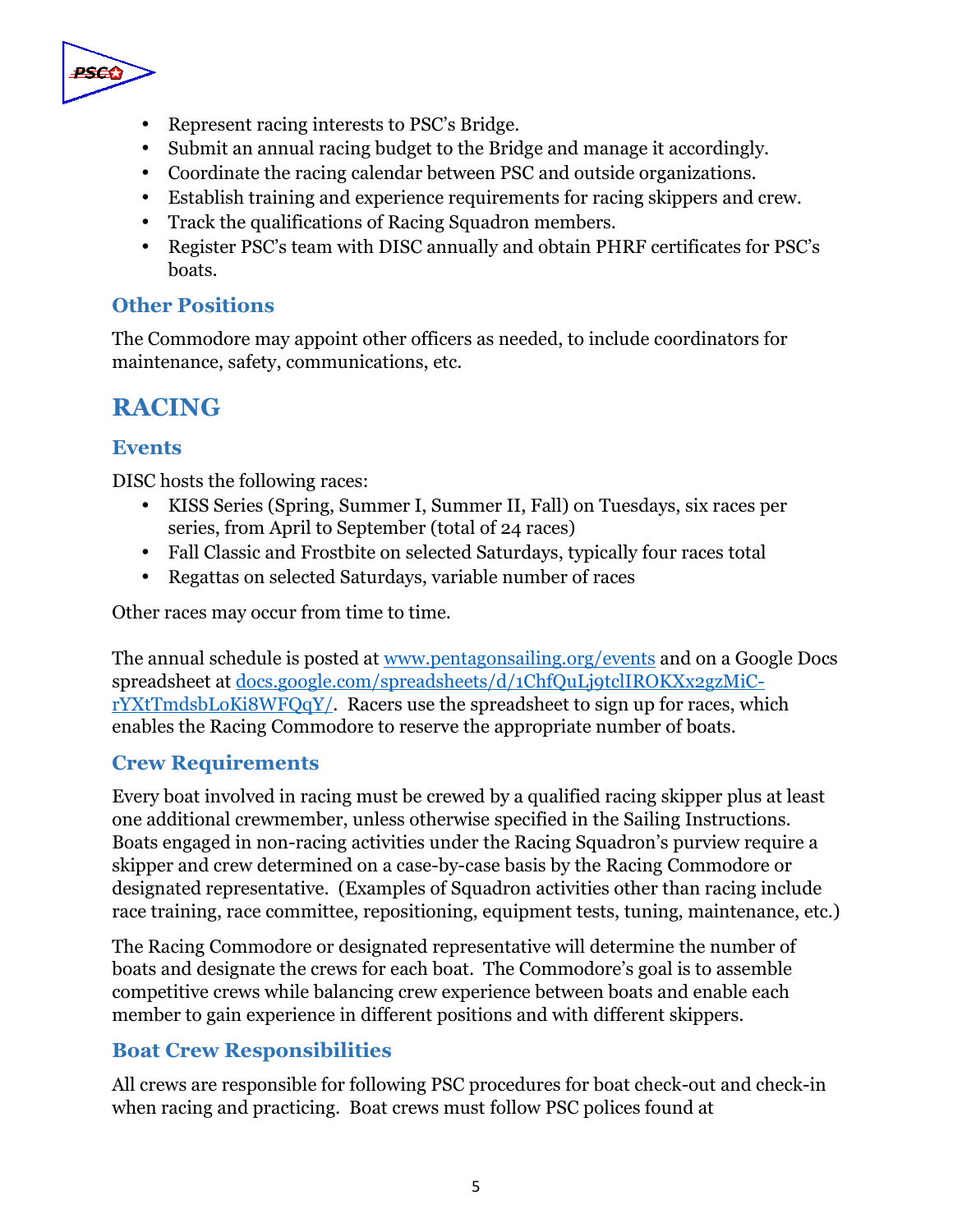- Represent racing interests to PSC's Bridge.
- Submit an annual racing budget to the Bridge and manage it accordingly.
- Coordinate the racing calendar between PSC and outside organizations.
- Establish training and experience requirements for racing skippers and crew.
- Track the qualifications of Racing Squadron members.
- Register PSC's team with DISC annually and obtain PHRF certificates for PSC's boats.

### Other Positions

The Commodore may appoint other officers as needed, to include coordinators for maintenance, safety, communications, etc.

## RACING

### Events

DISC hosts the following races:

- KISS Series (Spring, Summer I, Summer II, Fall) on Tuesdays, six races per series, from April to September (total of 24 races)
- Fall Classic and Frostbite on selected Saturdays, typically four races total
- Regattas on selected Saturdays, variable number of races

Other races may occur from time to time.

The annual schedule is posted at [www.pentagonsailing.org/events](http://www.pentagonsailing.org/events) and on a Google Docs spreadsheet at [docs.google.com/spreadsheets/d/1ChfQuLj9tclIROKXx2gzMiC-rYXtTmdsbL0Ki8WFQqY/](https://docs.google.com/spreadsheets/d/1ChfQuLj9tclIROKXx2gzMiC-rYXtTmdsbL0Ki8WFQqY/). Racers use the spreadsheet to sign up for races, which enables the Racing Commodore to reserve the appropriate number of boats.

### Crew Requirements

Every boat involved in racing must be crewed by a qualified racing skipper plus at least one additional crewmember, unless otherwise specified in the Sailing Instructions. Boats engaged in non-racing activities under the Racing Squadron's purview require a skipper and crew determined on a case-by-case basis by the Racing Commodore or designated representative. (Examples of Squadron activities other than racing include race training, race committee, repositioning, equipment tests, tuning, maintenance, etc.)

The Racing Commodore or designated representative will determine the number of boats and designate the crews for each boat. The Commodore's goal is to assemble competitive crews while balancing crew experience between boats and enable each member to gain experience in different positions and with different skippers.

### Boat Crew Responsibilities

All crews are responsible for following PSC procedures for boat check-out and check-in when racing and practicing. Boat crews must follow PSC polices found at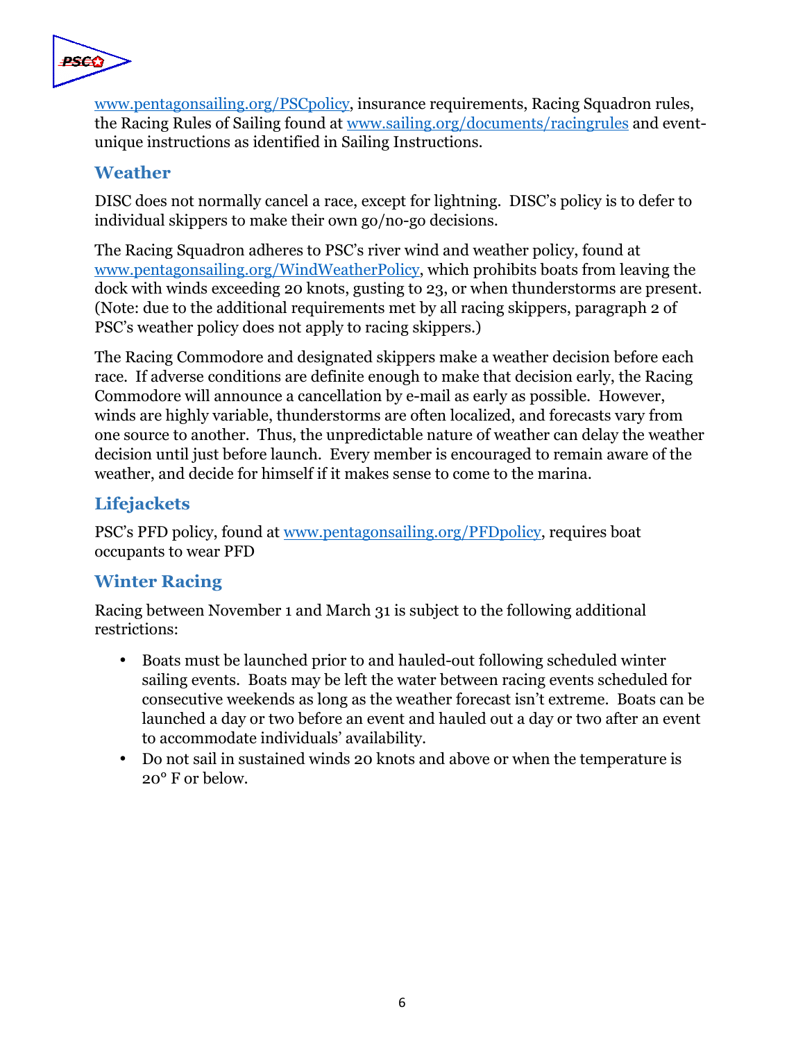www.pentagonsailing.org/PSCpolicy, insurance requirements, Racing Squadron rules, the Racing Rules of Sailing found at www.sailing.org/documents/racingrules and event-unique instructions as identified in Sailing Instructions.

## Weather

DISC does not normally cancel a race, except for lightning. DISC's policy is to defer to individual skippers to make their own go/no-go decisions.

The Racing Squadron adheres to PSC's river wind and weather policy, found at www.pentagonsailing.org/WindWeatherPolicy, which prohibits boats from leaving the dock with winds exceeding 20 knots, gusting to 23, or when thunderstorms are present. (Note: due to the additional requirements met by all racing skippers, paragraph 2 of PSC's weather policy does not apply to racing skippers.)

The Racing Commodore and designated skippers make a weather decision before each race. If adverse conditions are definite enough to make that decision early, the Racing Commodore will announce a cancellation by e-mail as early as possible. However, winds are highly variable, thunderstorms are often localized, and forecasts vary from one source to another. Thus, the unpredictable nature of weather can delay the weather decision until just before launch. Every member is encouraged to remain aware of the weather, and decide for himself if it makes sense to come to the marina.

## Lifejackets

PSC's PFD policy, found at www.pentagonsailing.org/PFDpolicy, requires boat occupants to wear PFD

## Winter Racing

Racing between November 1 and March 31 is subject to the following additional restrictions:

- Boats must be launched prior to and hauled-out following scheduled winter sailing events. Boats may be left the water between racing events scheduled for consecutive weekends as long as the weather forecast isn't extreme. Boats can be launched a day or two before an event and hauled out a day or two after an event to accommodate individuals' availability.
- Do not sail in sustained winds 20 knots and above or when the temperature is 20° F or below.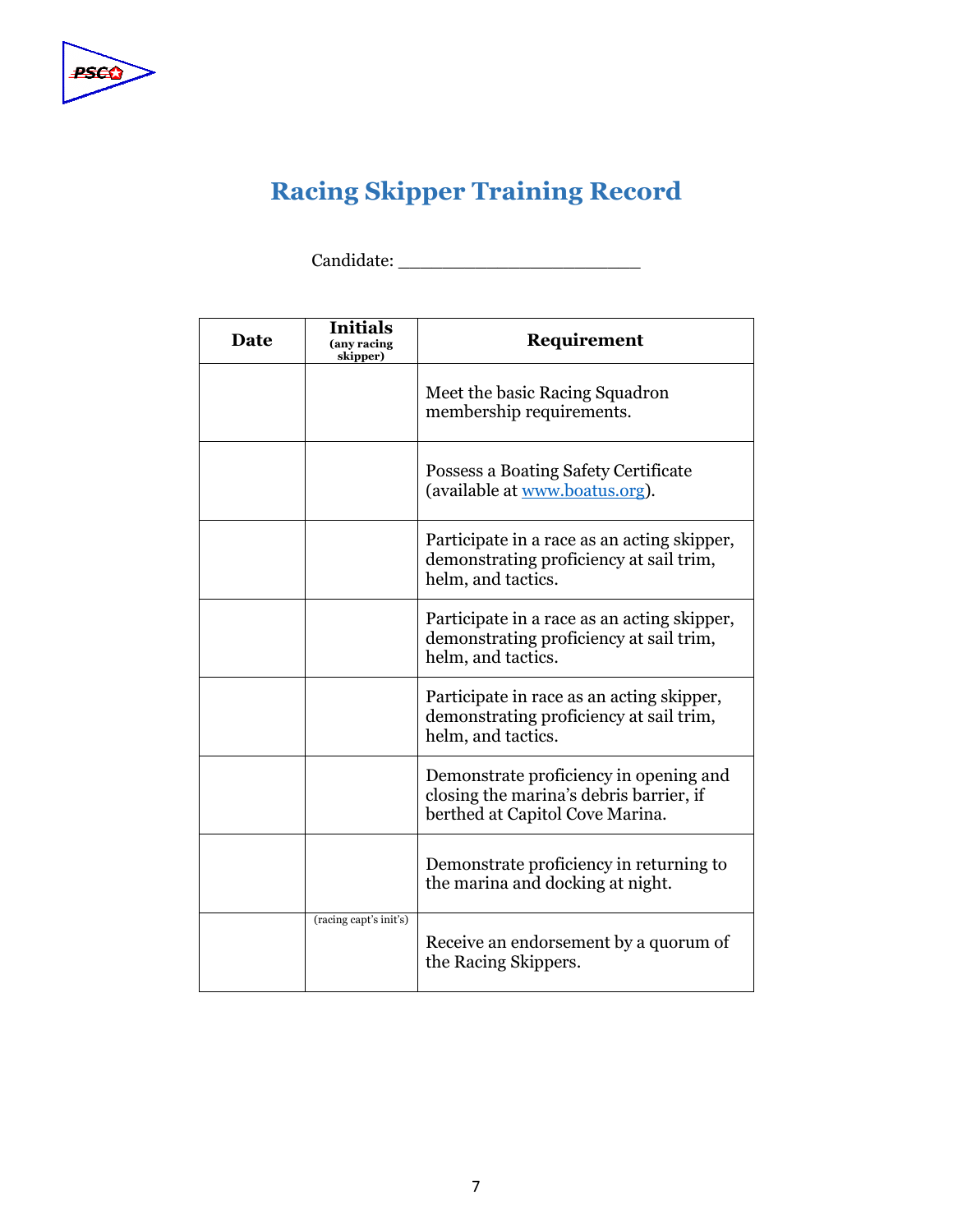# Racing Skipper Training Record

Candidate: ______________________

| Date | Initials (any racing skipper) | Requirement |
|---|---|---|
| | | Meet the basic Racing Squadron membership requirements. |
| | | Possess a Boating Safety Certificate (available at [www.boatus.org](http://www.boatus.org)). |
| | | Participate in a race as an acting skipper, demonstrating proficiency at sail trim, helm, and tactics. |
| | | Participate in a race as an acting skipper, demonstrating proficiency at sail trim, helm, and tactics. |
| | | Participate in race as an acting skipper, demonstrating proficiency at sail trim, helm, and tactics. |
| | | Demonstrate proficiency in opening and closing the marina's debris barrier, if berthed at Capitol Cove Marina. |
| | | Demonstrate proficiency in returning to the marina and docking at night. |
| | (racing capt's init's) | Receive an endorsement by a quorum of the Racing Skippers. |